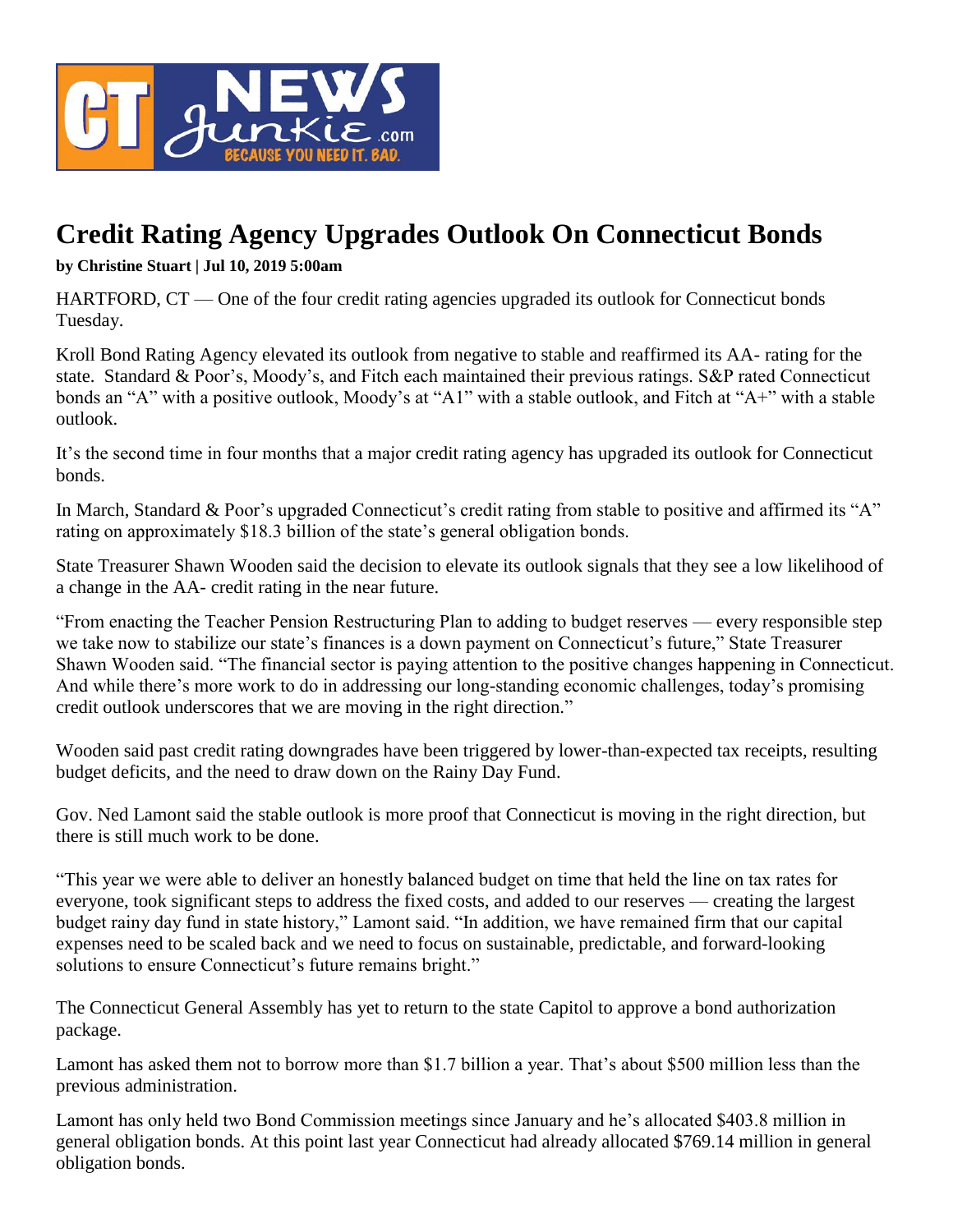# Credit Rating Agency Upgrades Outlook On Connecticut Bonds

**by Christine Stuart | Jul 10, 2019 5:00am**

HARTFORD, CT — One of the four credit rating agencies upgraded its outlook for Connecticut bonds Tuesday.

Kroll Bond Rating Agency elevated its outlook from negative to stable and reaffirmed its AA- rating for the state. Standard & Poor's, Moody's, and Fitch each maintained their previous ratings. S&P rated Connecticut bonds an "A" with a positive outlook, Moody's at "A1" with a stable outlook, and Fitch at "A+" with a stable outlook.

It's the second time in four months that a major credit rating agency has upgraded its outlook for Connecticut bonds.

In March, Standard & Poor's upgraded Connecticut's credit rating from stable to positive and affirmed its "A" rating on approximately $18.3 billion of the state's general obligation bonds.

State Treasurer Shawn Wooden said the decision to elevate its outlook signals that they see a low likelihood of a change in the AA- credit rating in the near future.

"From enacting the Teacher Pension Restructuring Plan to adding to budget reserves — every responsible step we take now to stabilize our state's finances is a down payment on Connecticut's future," State Treasurer Shawn Wooden said. "The financial sector is paying attention to the positive changes happening in Connecticut. And while there's more work to do in addressing our long-standing economic challenges, today's promising credit outlook underscores that we are moving in the right direction."

Wooden said past credit rating downgrades have been triggered by lower-than-expected tax receipts, resulting budget deficits, and the need to draw down on the Rainy Day Fund.

Gov. Ned Lamont said the stable outlook is more proof that Connecticut is moving in the right direction, but there is still much work to be done.

"This year we were able to deliver an honestly balanced budget on time that held the line on tax rates for everyone, took significant steps to address the fixed costs, and added to our reserves — creating the largest budget rainy day fund in state history," Lamont said. "In addition, we have remained firm that our capital expenses need to be scaled back and we need to focus on sustainable, predictable, and forward-looking solutions to ensure Connecticut's future remains bright."

The Connecticut General Assembly has yet to return to the state Capitol to approve a bond authorization package.

Lamont has asked them not to borrow more than $1.7 billion a year. That's about $500 million less than the previous administration.

Lamont has only held two Bond Commission meetings since January and he's allocated $403.8 million in general obligation bonds. At this point last year Connecticut had already allocated $769.14 million in general obligation bonds.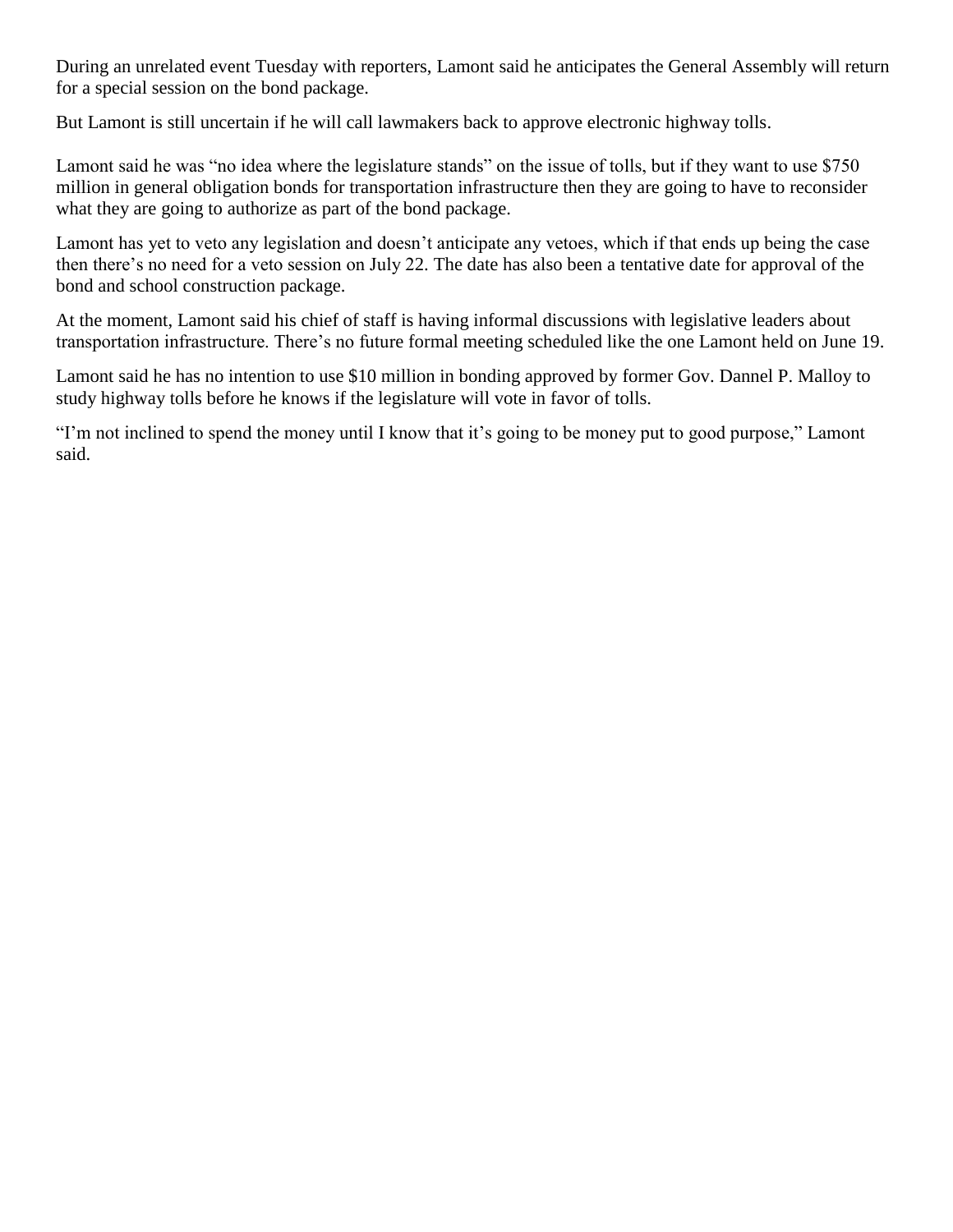During an unrelated event Tuesday with reporters, Lamont said he anticipates the General Assembly will return for a special session on the bond package.

But Lamont is still uncertain if he will call lawmakers back to approve electronic highway tolls.

Lamont said he was "no idea where the legislature stands" on the issue of tolls, but if they want to use $750 million in general obligation bonds for transportation infrastructure then they are going to have to reconsider what they are going to authorize as part of the bond package.

Lamont has yet to veto any legislation and doesn't anticipate any vetoes, which if that ends up being the case then there's no need for a veto session on July 22. The date has also been a tentative date for approval of the bond and school construction package.

At the moment, Lamont said his chief of staff is having informal discussions with legislative leaders about transportation infrastructure. There's no future formal meeting scheduled like the one Lamont held on June 19.

Lamont said he has no intention to use $10 million in bonding approved by former Gov. Dannel P. Malloy to study highway tolls before he knows if the legislature will vote in favor of tolls.

"I'm not inclined to spend the money until I know that it's going to be money put to good purpose," Lamont said.